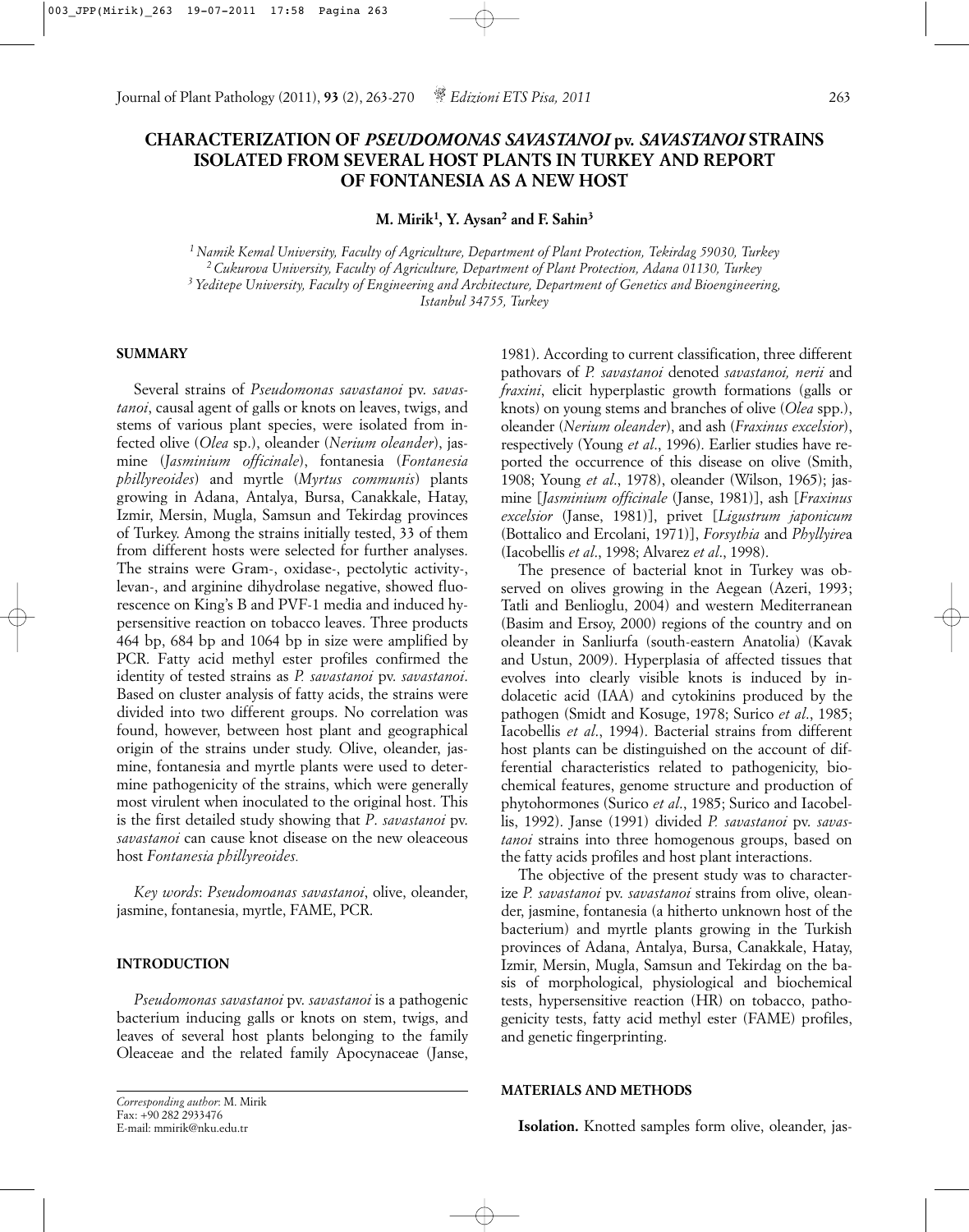# CHARACTERIZATION OF *PSEUDOMONAS SAVASTANOI* pv. *SAVASTANOI* STRAINS ISOLATED FROM SEVERAL HOST PLANTS IN TURKEY AND REPORT OF FONTANESIA AS A NEW HOST

**M. Mirik[1], Y. Aysan[2] and F. Sahin[3]**

*[1] Namik Kemal University, Faculty of Agriculture, Department of Plant Protection, Tekirdag 59030, Turkey*
*[2] Cukurova University, Faculty of Agriculture, Department of Plant Protection, Adana 01130, Turkey*
*[3] Yeditepe University, Faculty of Engineering and Architecture, Department of Genetics and Bioengineering, Istanbul 34755, Turkey*

## SUMMARY

Several strains of *Pseudomonas savastanoi* pv. *savastanoi*, causal agent of galls or knots on leaves, twigs, and stems of various plant species, were isolated from infected olive (*Olea* sp.), oleander (*Nerium oleander*), jasmine (*Jasminium officinale*), fontanesia (*Fontanesia phillyreoides*) and myrtle (*Myrtus communis*) plants growing in Adana, Antalya, Bursa, Canakkale, Hatay, Izmir, Mersin, Mugla, Samsun and Tekirdag provinces of Turkey. Among the strains initially tested, 33 of them from different hosts were selected for further analyses. The strains were Gram-, oxidase-, pectolytic activity-, levan-, and arginine dihydrolase negative, showed fluorescence on King's B and PVF-1 media and induced hypersensitive reaction on tobacco leaves. Three products 464 bp, 684 bp and 1064 bp in size were amplified by PCR. Fatty acid methyl ester profiles confirmed the identity of tested strains as *P. savastanoi* pv. *savastanoi*. Based on cluster analysis of fatty acids, the strains were divided into two different groups. No correlation was found, however, between host plant and geographical origin of the strains under study. Olive, oleander, jasmine, fontanesia and myrtle plants were used to determine pathogenicity of the strains, which were generally most virulent when inoculated to the original host. This is the first detailed study showing that *P. savastanoi* pv. *savastanoi* can cause knot disease on the new oleaceous host *Fontanesia phillyreoides.*

*Key words*: *Pseudomoanas savastanoi*, olive, oleander, jasmine, fontanesia, myrtle, FAME, PCR.

## INTRODUCTION

*Pseudomonas savastanoi* pv. *savastanoi* is a pathogenic bacterium inducing galls or knots on stem, twigs, and leaves of several host plants belonging to the family Oleaceae and the related family Apocynaceae (Janse, 1981). According to current classification, three different pathovars of *P. savastanoi* denoted *savastanoi, nerii* and *fraxini*, elicit hyperplastic growth formations (galls or knots) on young stems and branches of olive (*Olea* spp.), oleander (*Nerium oleander*), and ash (*Fraxinus excelsior*), respectively (Young *et al*., 1996). Earlier studies have reported the occurrence of this disease on olive (Smith, 1908; Young *et al*., 1978), oleander (Wilson, 1965); jasmine [*Jasminium officinale* (Janse, 1981)], ash [*Fraxinus excelsior* (Janse, 1981)], privet [*Ligustrum japonicum* (Bottalico and Ercolani, 1971)], *Forsythia* and *Phyllyrea* (Iacobellis *et al*., 1998; Alvarez *et al*., 1998).

The presence of bacterial knot in Turkey was observed on olives growing in the Aegean (Azeri, 1993; Tatli and Benlioglu, 2004) and western Mediterranean (Basim and Ersoy, 2000) regions of the country and on oleander in Sanliurfa (south-eastern Anatolia) (Kavak and Ustun, 2009). Hyperplasia of affected tissues that evolves into clearly visible knots is induced by indolacetic acid (IAA) and cytokinins produced by the pathogen (Smidt and Kosuge, 1978; Surico *et al*., 1985; Iacobellis *et al*., 1994). Bacterial strains from different host plants can be distinguished on the account of differential characteristics related to pathogenicity, biochemical features, genome structure and production of phytohormones (Surico *et al*., 1985; Surico and Iacobellis, 1992). Janse (1991) divided *P. savastanoi* pv. *savastanoi* strains into three homogenous groups, based on the fatty acids profiles and host plant interactions.

The objective of the present study was to characterize *P. savastanoi* pv. *savastanoi* strains from olive, oleander, jasmine, fontanesia (a hitherto unknown host of the bacterium) and myrtle plants growing in the Turkish provinces of Adana, Antalya, Bursa, Canakkale, Hatay, Izmir, Mersin, Mugla, Samsun and Tekirdag on the basis of morphological, physiological and biochemical tests, hypersensitive reaction (HR) on tobacco, pathogenicity tests, fatty acid methyl ester (FAME) profiles, and genetic fingerprinting.

## MATERIALS AND METHODS

**Isolation.** Knotted samples form olive, oleander, jas-

*Corresponding author*: M. Mirik
Fax: +90 282 2933476
E-mail: mmirik@nku.edu.tr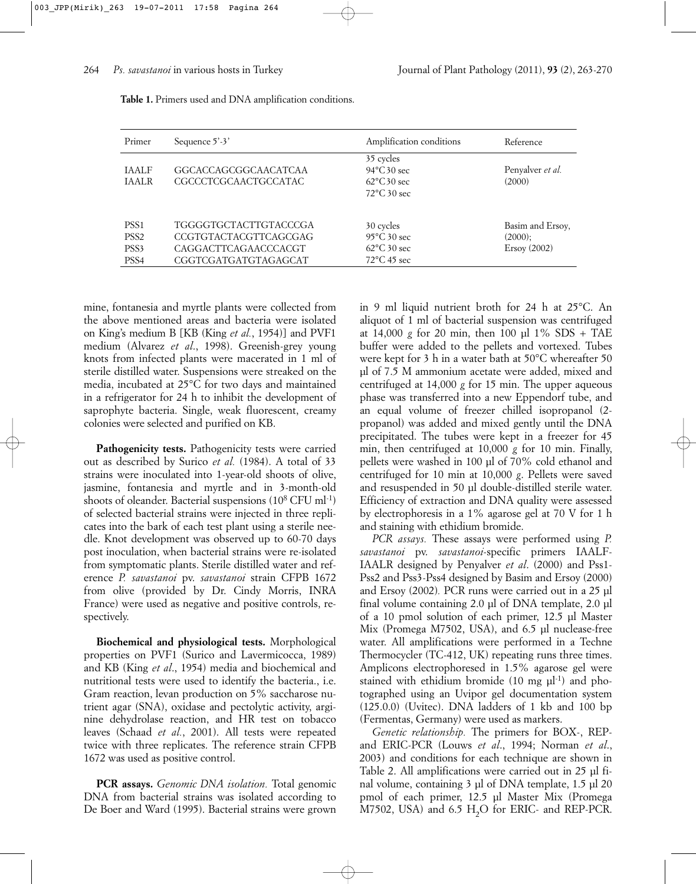**Table 1.** Primers used and DNA amplification conditions.

| Primer | Sequence 5'-3' | Amplification conditions | Reference |
|---|---|---|---|
| IAALF<br>IAALR | GGCACCAGCGGCAACATCAA<br>CGCCCTCGCAACTGCCATAC | 35 cycles<br>94°C 30 sec<br>62°C 30 sec<br>72°C 30 sec | Penyalver *et al.* (2000) |
| PSS1<br>PSS2<br>PSS3<br>PSS4 | TGGGGTGCTACTTGTACCCGA<br>CCGTGTACTACGTTCAGCGAG<br>CAGGACTTCAGAACCCACGT<br>CGGTCGATGATGTAGAGCAT | 30 cycles<br>95°C 30 sec<br>62°C 30 sec<br>72°C 45 sec | Basim and Ersoy, (2000);<br>Ersoy (2002) |

mine, fontanesia and myrtle plants were collected from the above mentioned areas and bacteria were isolated on King's medium B [KB (King *et al.*, 1954)] and PVF1 medium (Alvarez *et al.*, 1998). Greenish-grey young knots from infected plants were macerated in 1 ml of sterile distilled water. Suspensions were streaked on the media, incubated at 25°C for two days and maintained in a refrigerator for 24 h to inhibit the development of saprophyte bacteria. Single, weak fluorescent, creamy colonies were selected and purified on KB.

**Pathogenicity tests.** Pathogenicity tests were carried out as described by Surico *et al.* (1984). A total of 33 strains were inoculated into 1-year-old shoots of olive, jasmine, fontanesia and myrtle and in 3-month-old shoots of oleander. Bacterial suspensions ($10^8$ CFU $ml^{-1}$) of selected bacterial strains were injected in three replicates into the bark of each test plant using a sterile needle. Knot development was observed up to 60-70 days post inoculation, when bacterial strains were re-isolated from symptomatic plants. Sterile distilled water and reference *P. savastanoi* pv. *savastanoi* strain CFPB 1672 from olive (provided by Dr. Cindy Morris, INRA France) were used as negative and positive controls, respectively.

**Biochemical and physiological tests.** Morphological properties on PVF1 (Surico and Lavermicocca, 1989) and KB (King *et al.*, 1954) media and biochemical and nutritional tests were used to identify the bacteria., i.e. Gram reaction, levan production on 5% saccharose nutrient agar (SNA), oxidase and pectolytic activity, arginine dehydrolase reaction, and HR test on tobacco leaves (Schaad *et al.*, 2001). All tests were repeated twice with three replicates. The reference strain CFPB 1672 was used as positive control.

**PCR assays.** *Genomic DNA isolation.* Total genomic DNA from bacterial strains was isolated according to De Boer and Ward (1995). Bacterial strains were grown in 9 ml liquid nutrient broth for 24 h at 25°C. An aliquot of 1 ml of bacterial suspension was centrifuged at 14,000 *g* for 20 min, then 100 µl 1% SDS + TAE buffer were added to the pellets and vortexed. Tubes were kept for 3 h in a water bath at 50°C whereafter 50 µl of 7.5 M ammonium acetate were added, mixed and centrifuged at 14,000 *g* for 15 min. The upper aqueous phase was transferred into a new Eppendorf tube, and an equal volume of freezer chilled isopropanol (2-propanol) was added and mixed gently until the DNA precipitated. The tubes were kept in a freezer for 45 min, then centrifuged at 10,000 *g* for 10 min. Finally, pellets were washed in 100 µl of 70% cold ethanol and centrifuged for 10 min at 10,000 *g*. Pellets were saved and resuspended in 50 µl double-distilled sterile water. Efficiency of extraction and DNA quality were assessed by electrophoresis in a 1% agarose gel at 70 V for 1 h and staining with ethidium bromide.

*PCR assays.* These assays were performed using *P. savastanoi* pv. *savastanoi*-specific primers IAALF-IAALR designed by Penyalver *et al*. (2000) and Pss1-Pss2 and Pss3-Pss4 designed by Basim and Ersoy (2000) and Ersoy (2002). PCR runs were carried out in a 25 µl final volume containing 2.0 µl of DNA template, 2.0 µl of a 10 pmol solution of each primer, 12.5 µl Master Mix (Promega M7502, USA), and 6.5 µl nuclease-free water. All amplifications were performed in a Techne Thermocycler (TC-412, UK) repeating runs three times. Amplicons electrophoresed in 1.5% agarose gel were stained with ethidium bromide (10 mg $\mu l^{-1}$) and photographed using an Uvipor gel documentation system (125.0.0) (Uvitec). DNA ladders of 1 kb and 100 bp (Fermentas, Germany) were used as markers.

*Genetic relationship.* The primers for BOX-, REP- and ERIC-PCR (Louws *et al*., 1994; Norman *et al*., 2003) and conditions for each technique are shown in Table 2. All amplifications were carried out in 25 µl final volume, containing 3 µl of DNA template, 1.5 µl 20 pmol of each primer, 12.5 µl Master Mix (Promega M7502, USA) and 6.5 $H_2O$ for ERIC- and REP-PCR.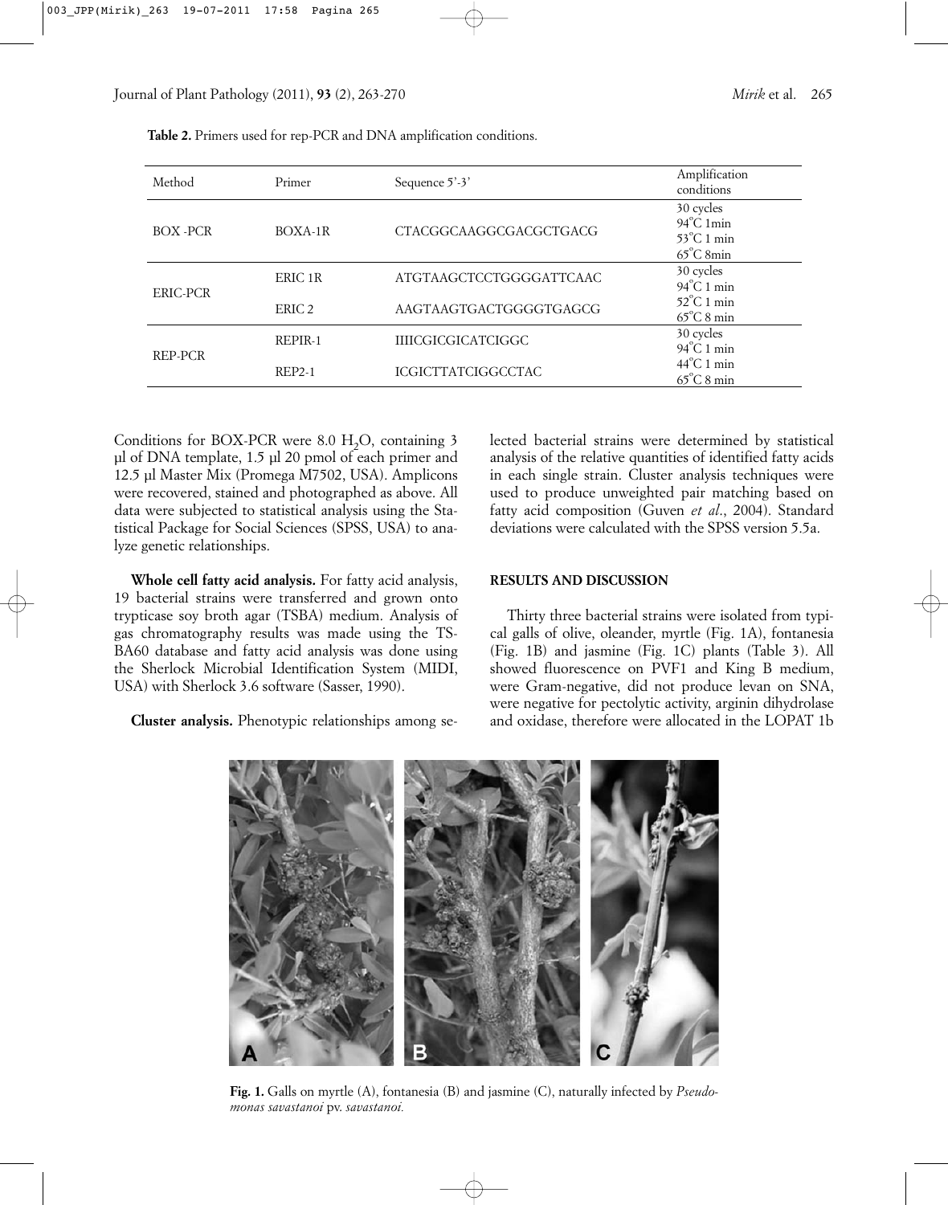**Table 2.** Primers used for rep-PCR and DNA amplification conditions.

| Method | Primer | Sequence 5'-3' | Amplification conditions |
|---|---|---|---|
| BOX -PCR | BOXA-1R | CTACGGCAAGGCGACGCTGACG | 30 cycles<br>94°C 1min<br>53°C 1 min<br>65°C 8min |
| ERIC-PCR | ERIC 1R | ATGTAAGCTCCTGGGGATTCAAC | 30 cycles<br>94°C 1 min<br>52°C 1 min<br>65°C 8 min |
| | ERIC 2 | AAGTAAGTGACTGGGGTGAGCG | |
| REP-PCR | REPIR-1 | IIIICGICGICATCIGGC | 30 cycles<br>94°C 1 min<br>44°C 1 min<br>65°C 8 min |
| | REP2-1 | ICGICTTATCIGGCCTAC | |

Conditions for BOX-PCR were 8.0 $H_2O$, containing 3 µl of DNA template, 1.5 µl 20 pmol of each primer and 12.5 µl Master Mix (Promega M7502, USA). Amplicons were recovered, stained and photographed as above. All data were subjected to statistical analysis using the Statistical Package for Social Sciences (SPSS, USA) to analyze genetic relationships.

**Whole cell fatty acid analysis.** For fatty acid analysis, 19 bacterial strains were transferred and grown onto trypticase soy broth agar (TSBA) medium. Analysis of gas chromatography results was made using the TSBA60 database and fatty acid analysis was done using the Sherlock Microbial Identification System (MIDI, USA) with Sherlock 3.6 software (Sasser, 1990).

**Cluster analysis.** Phenotypic relationships among selected bacterial strains were determined by statistical analysis of the relative quantities of identified fatty acids in each single strain. Cluster analysis techniques were used to produce unweighted pair matching based on fatty acid composition (Guven *et al*., 2004). Standard deviations were calculated with the SPSS version 5.5a.

## RESULTS AND DISCUSSION

Thirty three bacterial strains were isolated from typical galls of olive, oleander, myrtle (Fig. 1A), fontanesia (Fig. 1B) and jasmine (Fig. 1C) plants (Table 3). All showed fluorescence on PVF1 and King B medium, were Gram-negative, did not produce levan on SNA, were negative for pectolytic activity, arginin dihydrolase and oxidase, therefore were allocated in the LOPAT 1b

**Fig. 1.** Galls on myrtle (A), fontanesia (B) and jasmine (C), naturally infected by *Pseudomonas savastanoi* pv. *savastanoi.*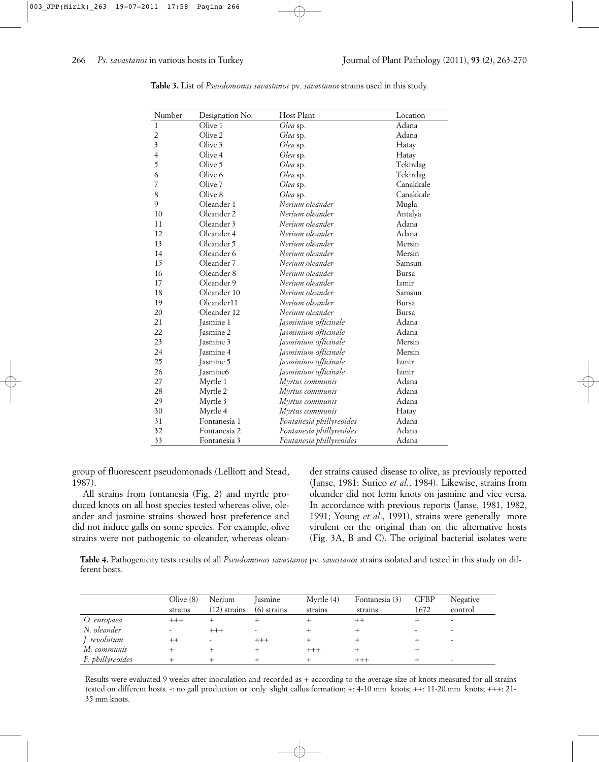**Table 3.** List of *Pseudomonas savastanoi* pv. *savastanoi* strains used in this study.

| Number | Designation No. | Host Plant | Location |
|---|---|---|---|
| 1 | Olive 1 | *Olea* sp. | Adana |
| 2 | Olive 2 | *Olea* sp. | Adana |
| 3 | Olive 3 | *Olea* sp. | Hatay |
| 4 | Olive 4 | *Olea* sp. | Hatay |
| 5 | Olive 5 | *Olea* sp. | Tekirdag |
| 6 | Olive 6 | *Olea* sp. | Tekirdag |
| 7 | Olive 7 | *Olea* sp. | Canakkale |
| 8 | Olive 8 | *Olea* sp. | Canakkale |
| 9 | Oleander 1 | *Nerium oleander* | Mugla |
| 10 | Oleander 2 | *Nerium oleander* | Antalya |
| 11 | Oleander 3 | *Nerium oleander* | Adana |
| 12 | Oleander 4 | *Nerium oleander* | Adana |
| 13 | Oleander 5 | *Nerium oleander* | Mersin |
| 14 | Oleander 6 | *Nerium oleander* | Mersin |
| 15 | Oleander 7 | *Nerium oleander* | Samsun |
| 16 | Oleander 8 | *Nerium oleander* | Bursa |
| 17 | Oleander 9 | *Nerium oleander* | Izmir |
| 18 | Oleander 10 | *Nerium oleander* | Samsun |
| 19 | Oleander11 | *Nerium oleander* | Bursa |
| 20 | Oleander 12 | *Nerium oleander* | Bursa |
| 21 | Jasmine 1 | *Jasminium officinale* | Adana |
| 22 | Jasmine 2 | *Jasminium officinale* | Adana |
| 23 | Jasmine 3 | *Jasminium officinale* | Mersin |
| 24 | Jasmine 4 | *Jasminium officinale* | Mersin |
| 25 | Jasmine 5 | *Jasminium officinale* | Izmir |
| 26 | Jasmine6 | *Jasminium officinale* | Izmir |
| 27 | Myrtle 1 | *Myrtus communis* | Adana |
| 28 | Myrtle 2 | *Myrtus communis* | Adana |
| 29 | Myrtle 3 | *Myrtus communis* | Adana |
| 30 | Myrtle 4 | *Myrtus communis* | Hatay |
| 31 | Fontanesia 1 | *Fontanesia phillyreoides* | Adana |
| 32 | Fontanesia 2 | *Fontanesia phillyreoides* | Adana |
| 33 | Fontanesia 3 | *Fontanesia phillyreoides* | Adana |

group of fluorescent pseudomonads (Lelliott and Stead, 1987).

All strains from fontanesia (Fig. 2) and myrtle produced knots on all host species tested whereas olive, oleander and jasmine strains showed host preference and did not induce galls on some species. For example, olive strains were not pathogenic to oleander, whereas oleander strains caused disease to olive, as previously reported (Janse, 1981; Surico *et al*., 1984). Likewise, strains from oleander did not form knots on jasmine and vice versa. In accordance with previous reports (Janse, 1981, 1982, 1991; Young *et al*., 1991), strains were generally more virulent on the original than on the alternative hosts (Fig. 3A, B and C). The original bacterial isolates were

**Table 4.** Pathogenicity tests results of all *Pseudomonas savastanoi* pv. *savastanoi* strains isolated and tested in this study on different hosts.

| | Olive (8) strains | Nerium (12) strains | Jasmine (6) strains | Myrtle (4) strains | Fontanesia (3) strains | CFBP 1672 | Negative control |
|---|---|---|---|---|---|---|---|
| *O. europaea* | +++ | + | + | + | ++ | + | - |
| *N. oleander* | - | +++ | - | + | + | - | - |
| *J. revolutum* | ++ | - | +++ | + | + | + | - |
| *M. communis* | + | + | + | +++ | + | + | - |
| *F. phillyreoides* | + | + | + | + | +++ | + | - |

Results were evaluated 9 weeks after inoculation and recorded as + according to the average size of knots measured for all strains tested on different hosts. -: no gall production or only slight callus formation; +: 4-10 mm knots; ++: 11-20 mm knots; +++: 21-35 mm knots.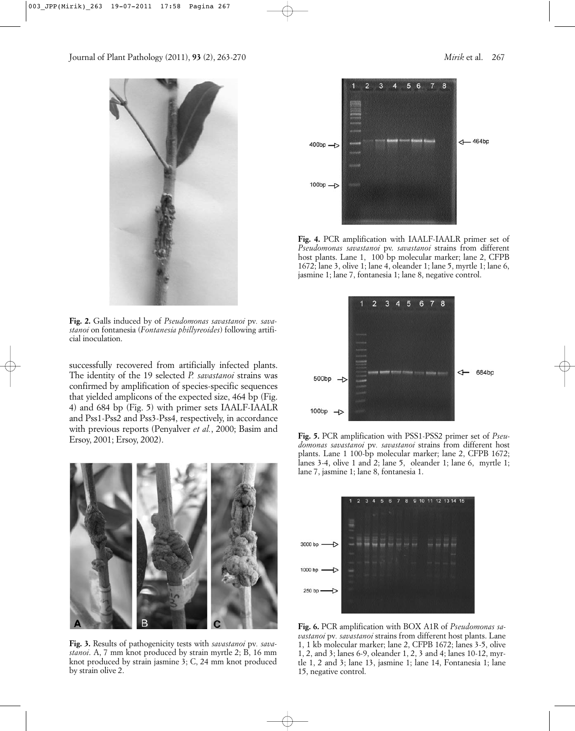**Fig. 2.** Galls induced by of *Pseudomonas savastanoi* pv. *savastanoi* on fontanesia (*Fontanesia phillyreoides*) following artificial inoculation.

successfully recovered from artificially infected plants. The identity of the 19 selected *P. savastanoi* strains was confirmed by amplification of species-specific sequences that yielded amplicons of the expected size, 464 bp (Fig. 4) and 684 bp (Fig. 5) with primer sets IAALF-IAALR and Pss1-Pss2 and Pss3-Pss4, respectively, in accordance with previous reports (Penyalver *et al.*, 2000; Basim and Ersoy, 2001; Ersoy, 2002).

**Fig. 3.** Results of pathogenicity tests with *savastanoi* pv. *savastanoi*. A, 7 mm knot produced by strain myrtle 2; B, 16 mm knot produced by strain jasmine 3; C, 24 mm knot produced by strain olive 2.

**Fig. 4.** PCR amplification with IAALF-IAALR primer set of *Pseudomonas savastanoi* pv. *savastanoi* strains from different host plants. Lane 1, 100 bp molecular marker; lane 2, CFPB 1672; lane 3, olive 1; lane 4, oleander 1; lane 5, myrtle 1; lane 6, jasmine 1; lane 7, fontanesia 1; lane 8, negative control.

**Fig. 5.** PCR amplification with PSS1-PSS2 primer set of *Pseudomonas savastanoi* pv. *savastanoi* strains from different host plants. Lane 1 100-bp molecular marker; lane 2, CFPB 1672; lanes 3-4, olive 1 and 2; lane 5, oleander 1; lane 6, myrtle 1; lane 7, jasmine 1; lane 8, fontanesia 1.

**Fig. 6.** PCR amplification with BOX A1R of *Pseudomonas savastanoi* pv. *savastanoi* strains from different host plants. Lane 1, 1 kb molecular marker; lane 2, CFPB 1672; lanes 3-5, olive 1, 2, and 3; lanes 6-9, oleander 1, 2, 3 and 4; lanes 10-12, myrtle 1, 2 and 3; lane 13, jasmine 1; lane 14, Fontanesia 1; lane 15, negative control.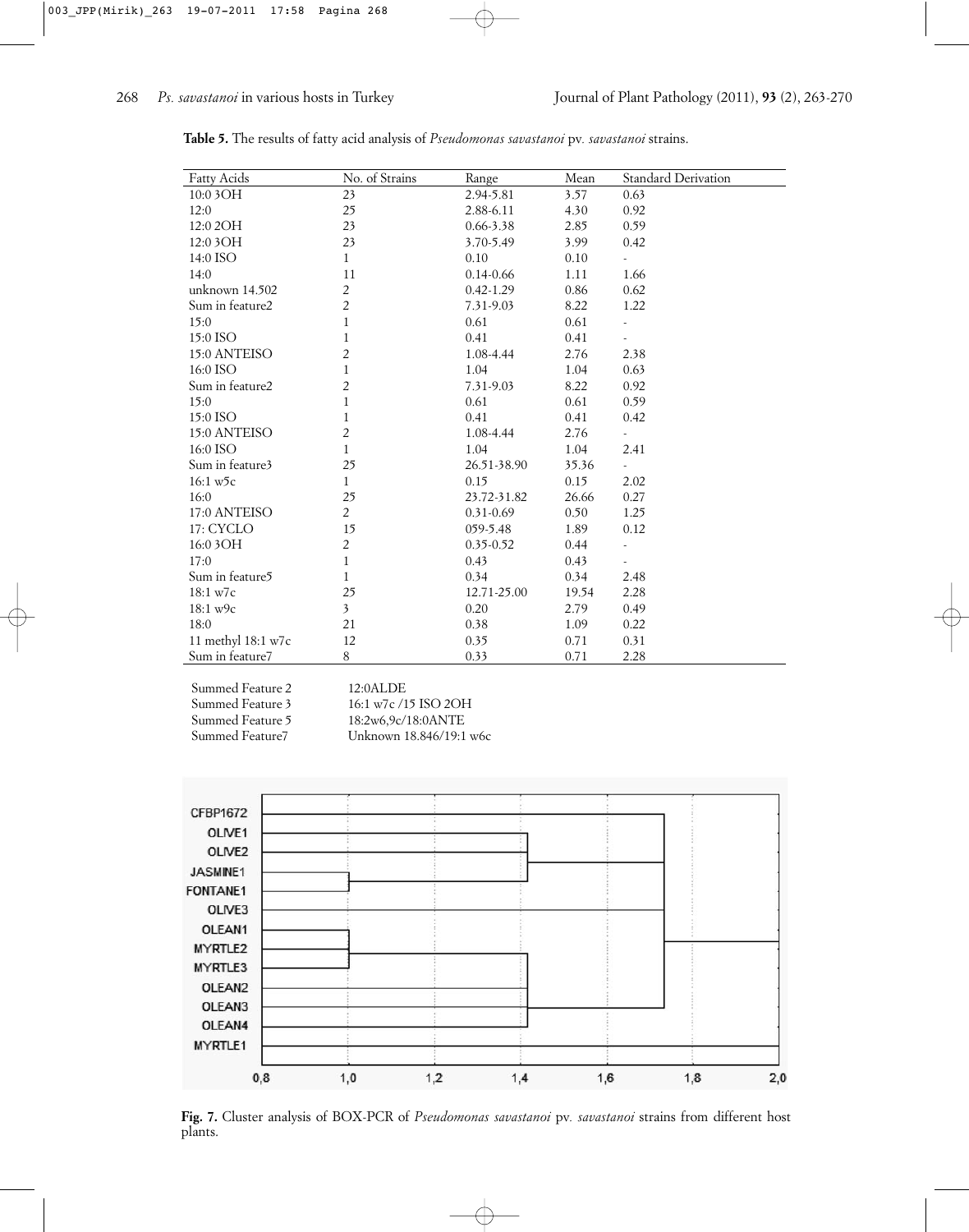**Table 5.** The results of fatty acid analysis of *Pseudomonas savastanoi* pv. *savastanoi* strains.

| Fatty Acids | No. of Strains | Range | Mean | Standard Derivation |
|---|---|---|---|---|
| 10:0 3OH | 23 | 2.94-5.81 | 3.57 | 0.63 |
| 12:0 | 25 | 2.88-6.11 | 4.30 | 0.92 |
| 12:0 2OH | 23 | 0.66-3.38 | 2.85 | 0.59 |
| 12:0 3OH | 23 | 3.70-5.49 | 3.99 | 0.42 |
| 14:0 ISO | 1 | 0.10 | 0.10 | - |
| 14:0 | 11 | 0.14-0.66 | 1.11 | 1.66 |
| unknown 14.502 | 2 | 0.42-1.29 | 0.86 | 0.62 |
| Sum in feature2 | 2 | 7.31-9.03 | 8.22 | 1.22 |
| 15:0 | 1 | 0.61 | 0.61 | - |
| 15:0 ISO | 1 | 0.41 | 0.41 | - |
| 15:0 ANTEISO | 2 | 1.08-4.44 | 2.76 | 2.38 |
| 16:0 ISO | 1 | 1.04 | 1.04 | 0.63 |
| Sum in feature2 | 2 | 7.31-9.03 | 8.22 | 0.92 |
| 15:0 | 1 | 0.61 | 0.61 | 0.59 |
| 15:0 ISO | 1 | 0.41 | 0.41 | 0.42 |
| 15:0 ANTEISO | 2 | 1.08-4.44 | 2.76 | - |
| 16:0 ISO | 1 | 1.04 | 1.04 | 2.41 |
| Sum in feature3 | 25 | 26.51-38.90 | 35.36 | - |
| 16:1 w5c | 1 | 0.15 | 0.15 | 2.02 |
| 16:0 | 25 | 23.72-31.82 | 26.66 | 0.27 |
| 17:0 ANTEISO | 2 | 0.31-0.69 | 0.50 | 1.25 |
| 17: CYCLO | 15 | 059-5.48 | 1.89 | 0.12 |
| 16:0 3OH | 2 | 0.35-0.52 | 0.44 | - |
| 17:0 | 1 | 0.43 | 0.43 | - |
| Sum in feature5 | 1 | 0.34 | 0.34 | 2.48 |
| 18:1 w7c | 25 | 12.71-25.00 | 19.54 | 2.28 |
| 18:1 w9c | 3 | 0.20 | 2.79 | 0.49 |
| 18:0 | 21 | 0.38 | 1.09 | 0.22 |
| 11 methyl 18:1 w7c | 12 | 0.35 | 0.71 | 0.31 |
| Sum in feature7 | 8 | 0.33 | 0.71 | 2.28 |

| | |
|---|---|
| Summed Feature 2 | 12:0ALDE |
| Summed Feature 3 | 16:1 w7c /15 ISO 2OH |
| Summed Feature 5 | 18:2w6,9c/18:0ANTE |
| Summed Feature7 | Unknown 18.846/19:1 w6c |

**Fig. 7.** Cluster analysis of BOX-PCR of *Pseudomonas savastanoi* pv. *savastanoi* strains from different host plants.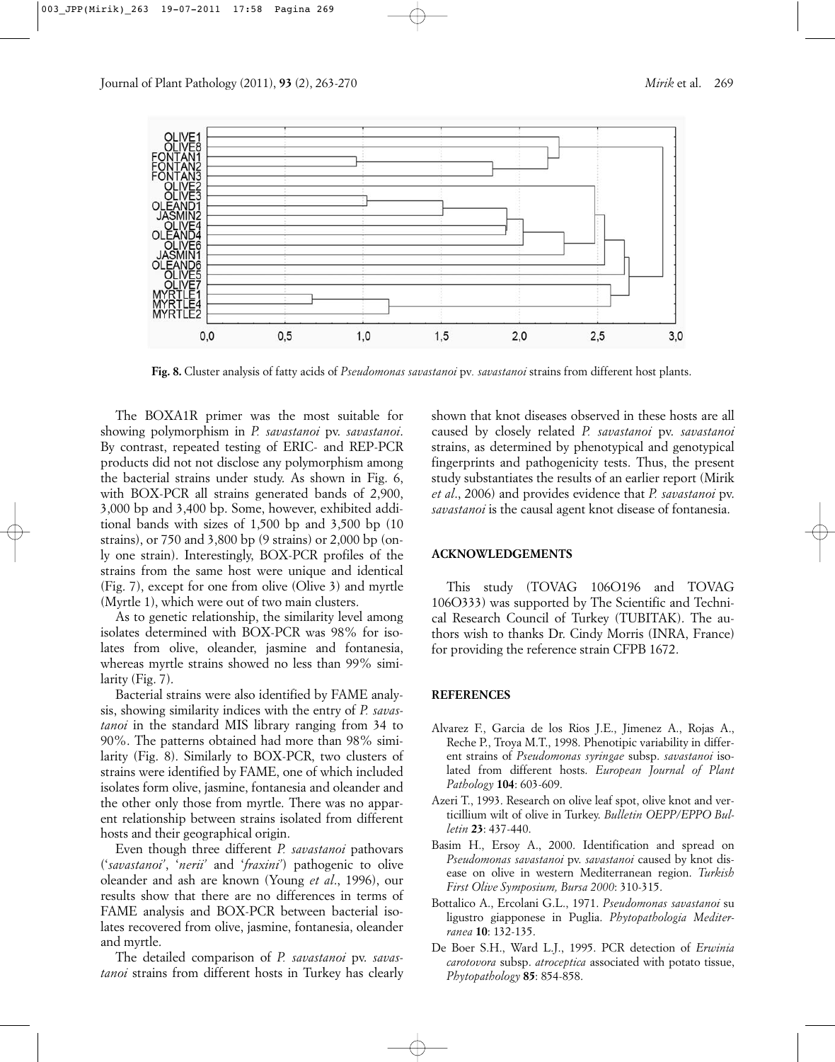**Fig. 8.** Cluster analysis of fatty acids of *Pseudomonas savastanoi* pv. *savastanoi* strains from different host plants.

The BOXA1R primer was the most suitable for showing polymorphism in *P. savastanoi* pv. *savastanoi*. By contrast, repeated testing of ERIC- and REP-PCR products did not not disclose any polymorphism among the bacterial strains under study. As shown in Fig. 6, with BOX-PCR all strains generated bands of 2,900, 3,000 bp and 3,400 bp. Some, however, exhibited additional bands with sizes of 1,500 bp and 3,500 bp (10 strains), or 750 and 3,800 bp (9 strains) or 2,000 bp (only one strain). Interestingly, BOX-PCR profiles of the strains from the same host were unique and identical (Fig. 7), except for one from olive (Olive 3) and myrtle (Myrtle 1), which were out of two main clusters.

As to genetic relationship, the similarity level among isolates determined with BOX-PCR was 98% for isolates from olive, oleander, jasmine and fontanesia, whereas myrtle strains showed no less than 99% similarity (Fig. 7).

Bacterial strains were also identified by FAME analysis, showing similarity indices with the entry of *P. savastanoi* in the standard MIS library ranging from 34 to 90%. The patterns obtained had more than 98% similarity (Fig. 8). Similarly to BOX-PCR, two clusters of strains were identified by FAME, one of which included isolates form olive, jasmine, fontanesia and oleander and the other only those from myrtle. There was no apparent relationship between strains isolated from different hosts and their geographical origin.

Even though three different *P. savastanoi* pathovars ('*savastanoi*', '*nerii*' and '*fraxini*') pathogenic to olive oleander and ash are known (Young *et al*., 1996), our results show that there are no differences in terms of FAME analysis and BOX-PCR between bacterial isolates recovered from olive, jasmine, fontanesia, oleander and myrtle.

The detailed comparison of *P. savastanoi* pv. *savastanoi* strains from different hosts in Turkey has clearly shown that knot diseases observed in these hosts are all caused by closely related *P. savastanoi* pv. *savastanoi* strains, as determined by phenotypical and genotypical fingerprints and pathogenicity tests. Thus, the present study substantiates the results of an earlier report (Mirik *et al*., 2006) and provides evidence that *P. savastanoi* pv. *savastanoi* is the causal agent knot disease of fontanesia.

## ACKNOWLEDGEMENTS

This study (TOVAG 106O196 and TOVAG 106O333) was supported by The Scientific and Technical Research Council of Turkey (TUBITAK). The authors wish to thanks Dr. Cindy Morris (INRA, France) for providing the reference strain CFPB 1672.

## REFERENCES

Alvarez F., Garcia de los Rios J.E., Jimenez A., Rojas A., Reche P., Troya M.T., 1998. Phenotipic variability in different strains of *Pseudomonas syringae* subsp. *savastanoi* isolated from different hosts. *European Journal of Plant Pathology* **104**: 603-609.

Azeri T., 1993. Research on olive leaf spot, olive knot and verticillium wilt of olive in Turkey. *Bulletin OEPP/EPPO Bulletin* **23**: 437-440.

Basim H., Ersoy A., 2000. Identification and spread on *Pseudomonas savastanoi* pv. *savastanoi* caused by knot disease on olive in western Mediterranean region. *Turkish First Olive Symposium, Bursa 2000*: 310-315.

Bottalico A., Ercolani G.L., 1971. *Pseudomonas savastanoi* su ligustro giapponese in Puglia. *Phytopathologia Mediterranea* **10**: 132-135.

De Boer S.H., Ward L.J., 1995. PCR detection of *Erwinia carotovora* subsp. *atroceptica* associated with potato tissue, *Phytopathology* **85**: 854-858.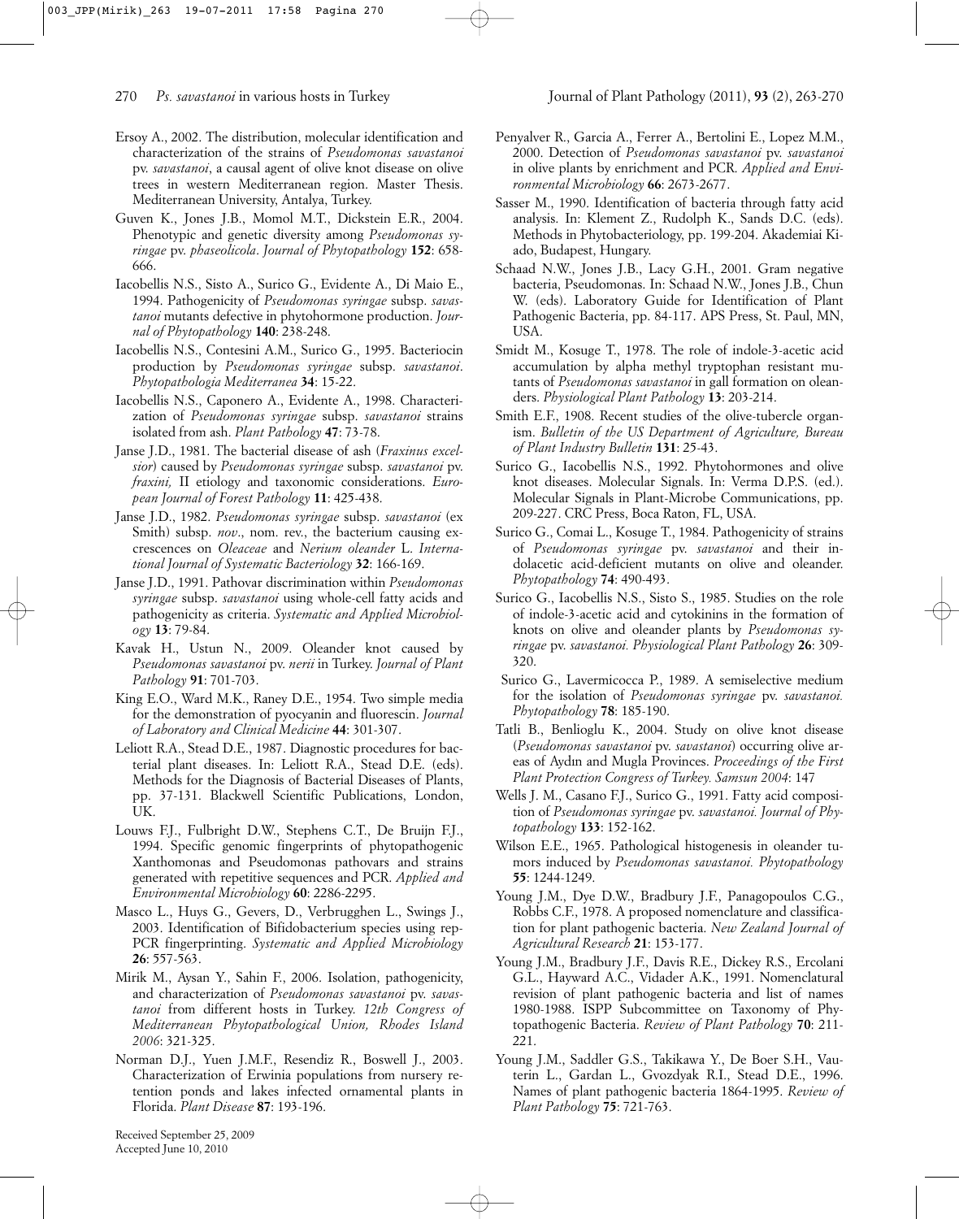Ersoy A., 2002. The distribution, molecular identification and characterization of the strains of *Pseudomonas savastanoi* pv. *savastanoi*, a causal agent of olive knot disease on olive trees in western Mediterranean region. Master Thesis. Mediterranean University, Antalya, Turkey.

Guven K., Jones J.B., Momol M.T., Dickstein E.R., 2004. Phenotypic and genetic diversity among *Pseudomonas syringae* pv. *phaseolicola*. *Journal of Phytopathology* **152**: 658-666.

Iacobellis N.S., Sisto A., Surico G., Evidente A., Di Maio E., 1994. Pathogenicity of *Pseudomonas syringae* subsp. *savastanoi* mutants defective in phytohormone production. *Journal of Phytopathology* **140**: 238-248.

Iacobellis N.S., Contesini A.M., Surico G., 1995. Bacteriocin production by *Pseudomonas syringae* subsp. *savastanoi*. *Phytopathologia Mediterranea* **34**: 15-22.

Iacobellis N.S., Caponero A., Evidente A., 1998. Characterization of *Pseudomonas syringae* subsp. *savastanoi* strains isolated from ash. *Plant Pathology* **47**: 73-78.

Janse J.D., 1981. The bacterial disease of ash (*Fraxinus excelsior*) caused by *Pseudomonas syringae* subsp. *savastanoi* pv. *fraxini,* II etiology and taxonomic considerations. *European Journal of Forest Pathology* **11**: 425-438.

Janse J.D., 1982. *Pseudomonas syringae* subsp. *savastanoi* (ex Smith) subsp. *nov*., nom. rev., the bacterium causing excrescences on *Oleaceae* and *Nerium oleander* L. *International Journal of Systematic Bacteriology* **32**: 166-169.

Janse J.D., 1991. Pathovar discrimination within *Pseudomonas syringae* subsp. *savastanoi* using whole-cell fatty acids and pathogenicity as criteria. *Systematic and Applied Microbiology* **13**: 79-84.

Kavak H., Ustun N., 2009. Oleander knot caused by *Pseudomonas savastanoi* pv. *nerii* in Turkey. *Journal of Plant Pathology* **91**: 701-703.

King E.O., Ward M.K., Raney D.E., 1954. Two simple media for the demonstration of pyocyanin and fluorescin. *Journal of Laboratory and Clinical Medicine* **44**: 301-307.

Leliott R.A., Stead D.E., 1987. Diagnostic procedures for bacterial plant diseases. In: Leliott R.A., Stead D.E. (eds). Methods for the Diagnosis of Bacterial Diseases of Plants, pp. 37-131. Blackwell Scientific Publications, London, UK.

Louws F.J., Fulbright D.W., Stephens C.T., De Bruijn F.J., 1994. Specific genomic fingerprints of phytopathogenic Xanthomonas and Pseudomonas pathovars and strains generated with repetitive sequences and PCR. *Applied and Environmental Microbiology* **60**: 2286-2295.

Masco L., Huys G., Gevers, D., Verbrugghen L., Swings J., 2003. Identification of Bifidobacterium species using rep-PCR fingerprinting. *Systematic and Applied Microbiology* **26**: 557-563.

Mirik M., Aysan Y., Sahin F., 2006. Isolation, pathogenicity, and characterization of *Pseudomonas savastanoi* pv. *savastanoi* from different hosts in Turkey. *12th Congress of Mediterranean Phytopathological Union, Rhodes Island 2006*: 321-325.

Norman D.J., Yuen J.M.F., Resendiz R., Boswell J., 2003. Characterization of Erwinia populations from nursery retention ponds and lakes infected ornamental plants in Florida. *Plant Disease* **87**: 193-196.

Penyalver R., Garcia A., Ferrer A., Bertolini E., Lopez M.M., 2000. Detection of *Pseudomonas savastanoi* pv. *savastanoi* in olive plants by enrichment and PCR. *Applied and Environmental Microbiology* **66**: 2673-2677.

Sasser M., 1990. Identification of bacteria through fatty acid analysis. In: Klement Z., Rudolph K., Sands D.C. (eds). Methods in Phytobacteriology, pp. 199-204. Akademiai Kiado, Budapest, Hungary.

Schaad N.W., Jones J.B., Lacy G.H., 2001. Gram negative bacteria, Pseudomonas. In: Schaad N.W., Jones J.B., Chun W. (eds). Laboratory Guide for Identification of Plant Pathogenic Bacteria, pp. 84-117. APS Press, St. Paul, MN, USA.

Smidt M., Kosuge T., 1978. The role of indole-3-acetic acid accumulation by alpha methyl tryptophan resistant mutants of *Pseudomonas savastanoi* in gall formation on oleanders. *Physiological Plant Pathology* **13**: 203-214.

Smith E.F., 1908. Recent studies of the olive-tubercle organism. *Bulletin of the US Department of Agriculture, Bureau of Plant Industry Bulletin* **131**: 25-43.

Surico G., Iacobellis N.S., 1992. Phytohormones and olive knot diseases. Molecular Signals. In: Verma D.P.S. (ed.). Molecular Signals in Plant-Microbe Communications, pp. 209-227. CRC Press, Boca Raton, FL, USA.

Surico G., Comai L., Kosuge T., 1984. Pathogenicity of strains of *Pseudomonas syringae* pv. *savastanoi* and their indolacetic acid-deficient mutants on olive and oleander. *Phytopathology* **74**: 490-493.

Surico G., Iacobellis N.S., Sisto S., 1985. Studies on the role of indole-3-acetic acid and cytokinins in the formation of knots on olive and oleander plants by *Pseudomonas syringae* pv. *savastanoi. Physiological Plant Pathology* **26**: 309-320.

Surico G., Lavermicocca P., 1989. A semiselective medium for the isolation of *Pseudomonas syringae* pv. *savastanoi. Phytopathology* **78**: 185-190.

Tatli B., Benlioglu K., 2004. Study on olive knot disease (*Pseudomonas savastanoi* pv. *savastanoi*) occurring olive areas of Aydın and Mugla Provinces. *Proceedings of the First Plant Protection Congress of Turkey. Samsun 2004*: 147

Wells J. M., Casano F.J., Surico G., 1991. Fatty acid composition of *Pseudomonas syringae* pv. *savastanoi. Journal of Phytopathology* **133**: 152-162.

Wilson E.E., 1965. Pathological histogenesis in oleander tumors induced by *Pseudomonas savastanoi. Phytopathology* **55**: 1244-1249.

Young J.M., Dye D.W., Bradbury J.F., Panagopoulos C.G., Robbs C.F., 1978. A proposed nomenclature and classification for plant pathogenic bacteria. *New Zealand Journal of Agricultural Research* **21**: 153-177.

Young J.M., Bradbury J.F., Davis R.E., Dickey R.S., Ercolani G.L., Hayward A.C., Vidader A.K., 1991. Nomenclatural revision of plant pathogenic bacteria and list of names 1980-1988. ISPP Subcommittee on Taxonomy of Phytopathogenic Bacteria. *Review of Plant Pathology* **70**: 211-221.

Young J.M., Saddler G.S., Takikawa Y., De Boer S.H., Vauterin L., Gardan L., Gvozdyak R.I., Stead D.E., 1996. Names of plant pathogenic bacteria 1864-1995. *Review of Plant Pathology* **75**: 721-763.

Received September 25, 2009
Accepted June 10, 2010